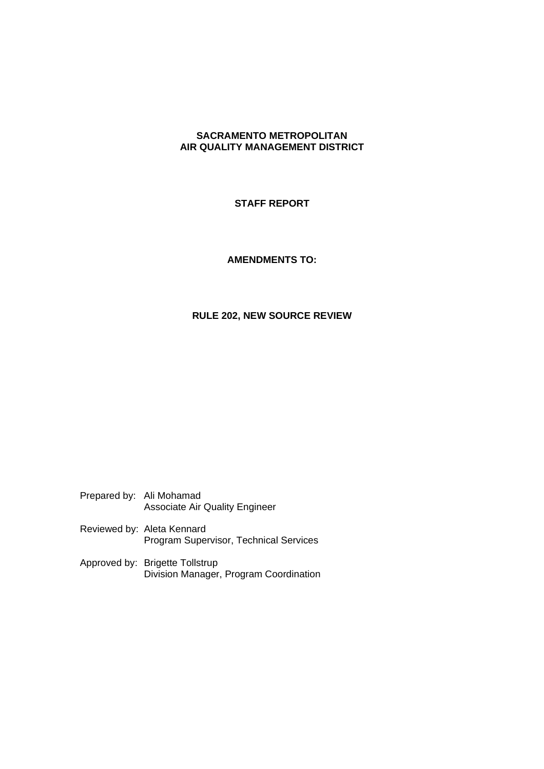# SACRAMENTO METROPOLITAN AIR QUALITY MANAGEMENT DISTRICT

## STAFF REPORT

## AMENDMENTS TO:

## RULE 202, NEW SOURCE REVIEW

Prepared by: Ali Mohamad
Associate Air Quality Engineer

Reviewed by: Aleta Kennard
Program Supervisor, Technical Services

Approved by: Brigette Tollstrup
Division Manager, Program Coordination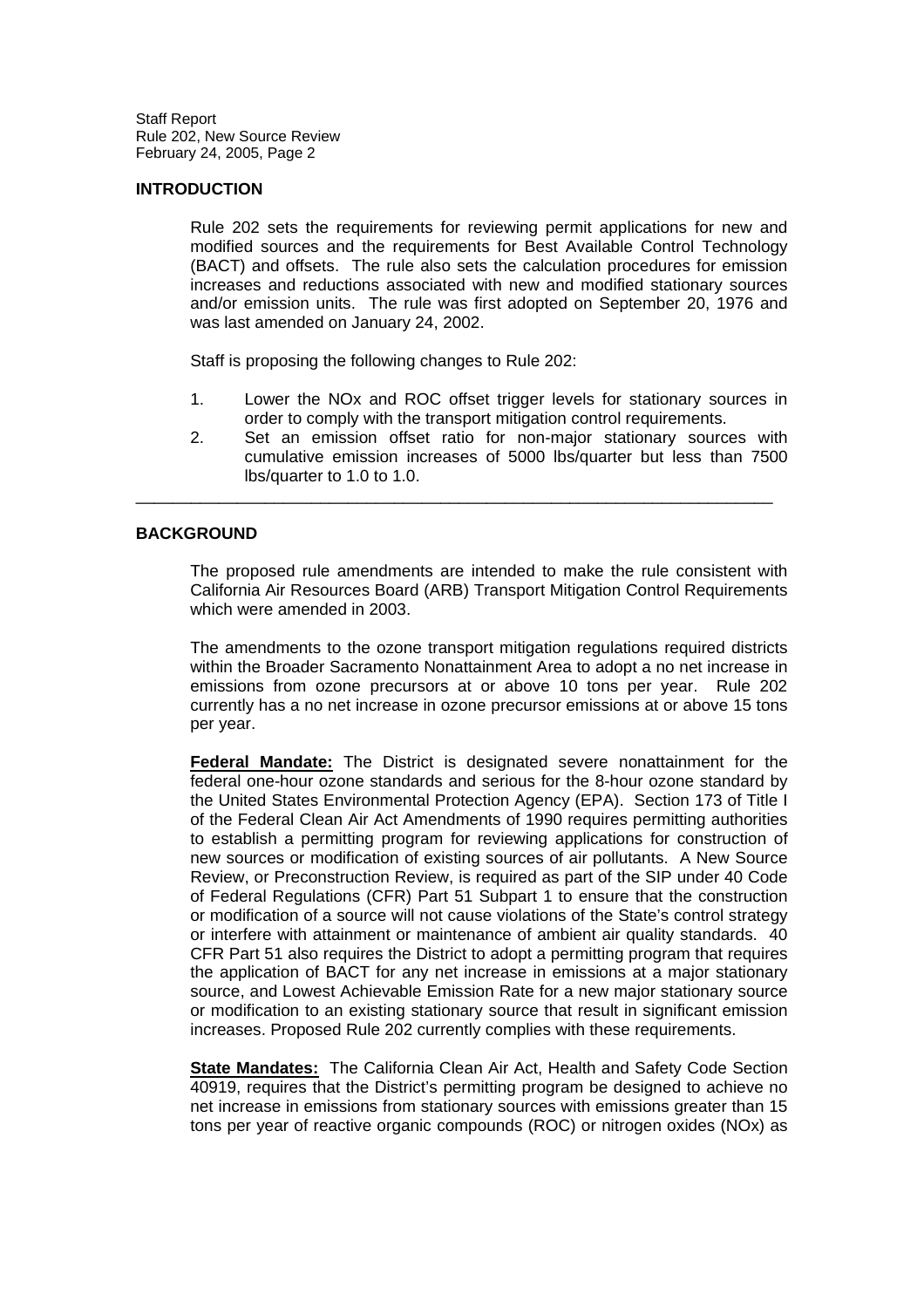## INTRODUCTION

Rule 202 sets the requirements for reviewing permit applications for new and modified sources and the requirements for Best Available Control Technology (BACT) and offsets. The rule also sets the calculation procedures for emission increases and reductions associated with new and modified stationary sources and/or emission units. The rule was first adopted on September 20, 1976 and was last amended on January 24, 2002.

Staff is proposing the following changes to Rule 202:

1. Lower the NOx and ROC offset trigger levels for stationary sources in order to comply with the transport mitigation control requirements.
2. Set an emission offset ratio for non-major stationary sources with cumulative emission increases of 5000 lbs/quarter but less than 7500 lbs/quarter to 1.0 to 1.0.

---

## BACKGROUND

The proposed rule amendments are intended to make the rule consistent with California Air Resources Board (ARB) Transport Mitigation Control Requirements which were amended in 2003.

The amendments to the ozone transport mitigation regulations required districts within the Broader Sacramento Nonattainment Area to adopt a no net increase in emissions from ozone precursors at or above 10 tons per year. Rule 202 currently has a no net increase in ozone precursor emissions at or above 15 tons per year.

**Federal Mandate:** The District is designated severe nonattainment for the federal one-hour ozone standards and serious for the 8-hour ozone standard by the United States Environmental Protection Agency (EPA). Section 173 of Title I of the Federal Clean Air Act Amendments of 1990 requires permitting authorities to establish a permitting program for reviewing applications for construction of new sources or modification of existing sources of air pollutants. A New Source Review, or Preconstruction Review, is required as part of the SIP under 40 Code of Federal Regulations (CFR) Part 51 Subpart 1 to ensure that the construction or modification of a source will not cause violations of the State's control strategy or interfere with attainment or maintenance of ambient air quality standards. 40 CFR Part 51 also requires the District to adopt a permitting program that requires the application of BACT for any net increase in emissions at a major stationary source, and Lowest Achievable Emission Rate for a new major stationary source or modification to an existing stationary source that result in significant emission increases. Proposed Rule 202 currently complies with these requirements.

**State Mandates:** The California Clean Air Act, Health and Safety Code Section 40919, requires that the District's permitting program be designed to achieve no net increase in emissions from stationary sources with emissions greater than 15 tons per year of reactive organic compounds (ROC) or nitrogen oxides (NOx) as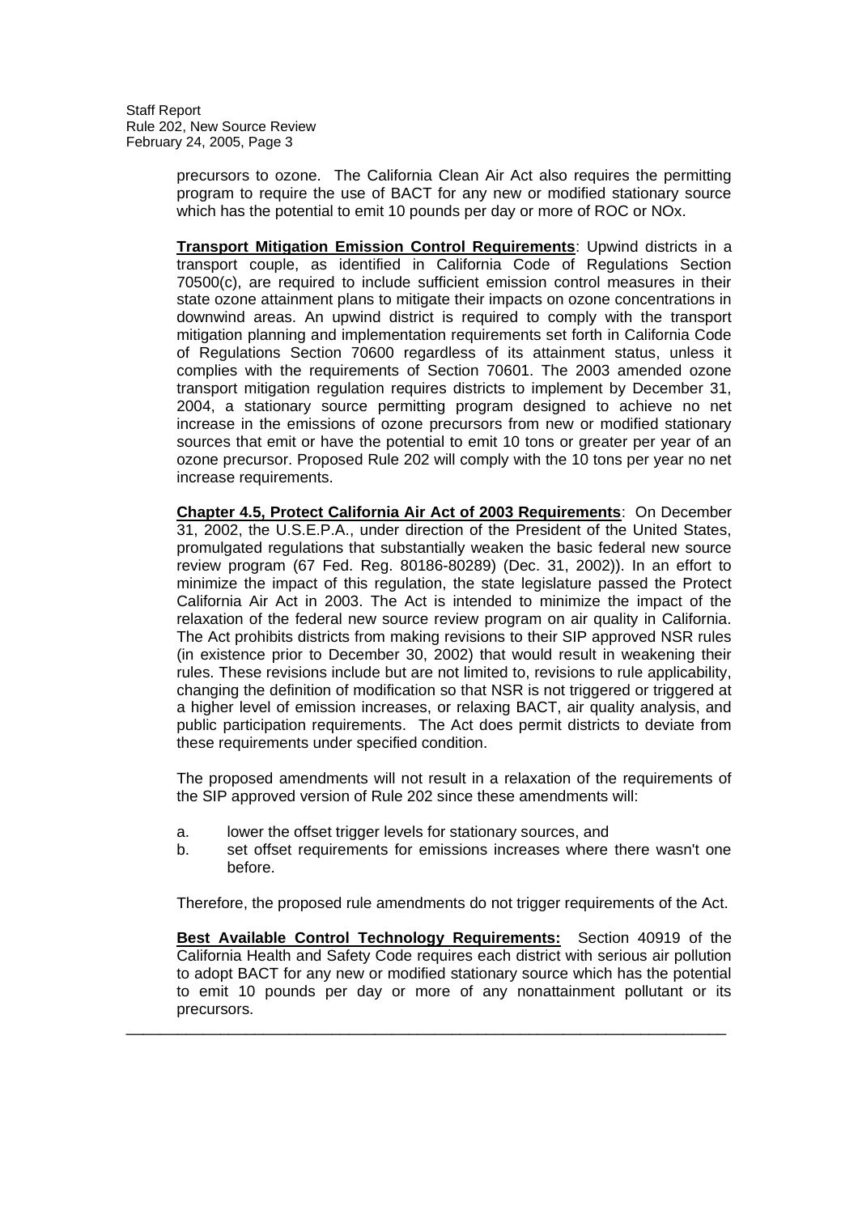precursors to ozone. The California Clean Air Act also requires the permitting program to require the use of BACT for any new or modified stationary source which has the potential to emit 10 pounds per day or more of ROC or NOx.

**Transport Mitigation Emission Control Requirements**: Upwind districts in a transport couple, as identified in California Code of Regulations Section 70500(c), are required to include sufficient emission control measures in their state ozone attainment plans to mitigate their impacts on ozone concentrations in downwind areas. An upwind district is required to comply with the transport mitigation planning and implementation requirements set forth in California Code of Regulations Section 70600 regardless of its attainment status, unless it complies with the requirements of Section 70601. The 2003 amended ozone transport mitigation regulation requires districts to implement by December 31, 2004, a stationary source permitting program designed to achieve no net increase in the emissions of ozone precursors from new or modified stationary sources that emit or have the potential to emit 10 tons or greater per year of an ozone precursor. Proposed Rule 202 will comply with the 10 tons per year no net increase requirements.

**Chapter 4.5, Protect California Air Act of 2003 Requirements**: On December 31, 2002, the U.S.E.P.A., under direction of the President of the United States, promulgated regulations that substantially weaken the basic federal new source review program (67 Fed. Reg. 80186-80289) (Dec. 31, 2002)). In an effort to minimize the impact of this regulation, the state legislature passed the Protect California Air Act in 2003. The Act is intended to minimize the impact of the relaxation of the federal new source review program on air quality in California. The Act prohibits districts from making revisions to their SIP approved NSR rules (in existence prior to December 30, 2002) that would result in weakening their rules. These revisions include but are not limited to, revisions to rule applicability, changing the definition of modification so that NSR is not triggered or triggered at a higher level of emission increases, or relaxing BACT, air quality analysis, and public participation requirements. The Act does permit districts to deviate from these requirements under specified condition.

The proposed amendments will not result in a relaxation of the requirements of the SIP approved version of Rule 202 since these amendments will:

a. lower the offset trigger levels for stationary sources, and
b. set offset requirements for emissions increases where there wasn't one before.

Therefore, the proposed rule amendments do not trigger requirements of the Act.

**Best Available Control Technology Requirements:** Section 40919 of the California Health and Safety Code requires each district with serious air pollution to adopt BACT for any new or modified stationary source which has the potential to emit 10 pounds per day or more of any nonattainment pollutant or its precursors.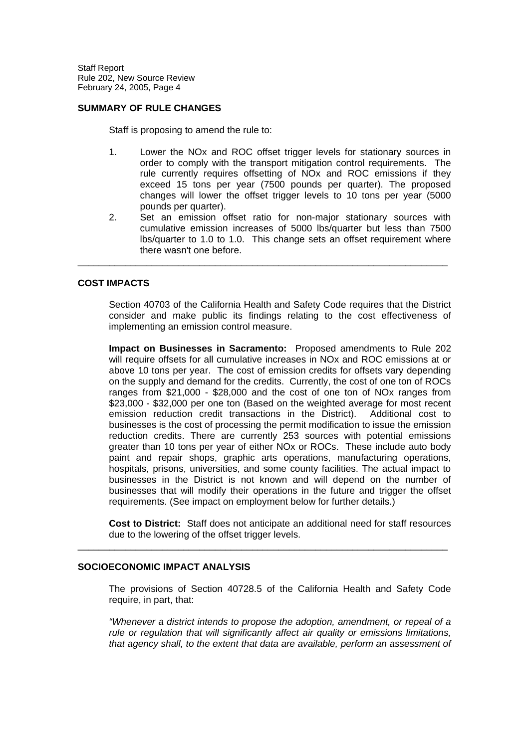## SUMMARY OF RULE CHANGES

Staff is proposing to amend the rule to:

1. Lower the NOx and ROC offset trigger levels for stationary sources in order to comply with the transport mitigation control requirements. The rule currently requires offsetting of NOx and ROC emissions if they exceed 15 tons per year (7500 pounds per quarter). The proposed changes will lower the offset trigger levels to 10 tons per year (5000 pounds per quarter).
2. Set an emission offset ratio for non-major stationary sources with cumulative emission increases of 5000 lbs/quarter but less than 7500 lbs/quarter to 1.0 to 1.0. This change sets an offset requirement where there wasn't one before.

---

## COST IMPACTS

Section 40703 of the California Health and Safety Code requires that the District consider and make public its findings relating to the cost effectiveness of implementing an emission control measure.

**Impact on Businesses in Sacramento:** Proposed amendments to Rule 202 will require offsets for all cumulative increases in NOx and ROC emissions at or above 10 tons per year. The cost of emission credits for offsets vary depending on the supply and demand for the credits. Currently, the cost of one ton of ROCs ranges from $21,000 - $28,000 and the cost of one ton of NOx ranges from $23,000 - $32,000 per one ton (Based on the weighted average for most recent emission reduction credit transactions in the District). Additional cost to businesses is the cost of processing the permit modification to issue the emission reduction credits. There are currently 253 sources with potential emissions greater than 10 tons per year of either NOx or ROCs. These include auto body paint and repair shops, graphic arts operations, manufacturing operations, hospitals, prisons, universities, and some county facilities. The actual impact to businesses in the District is not known and will depend on the number of businesses that will modify their operations in the future and trigger the offset requirements. (See impact on employment below for further details.)

**Cost to District:** Staff does not anticipate an additional need for staff resources due to the lowering of the offset trigger levels.

---

## SOCIOECONOMIC IMPACT ANALYSIS

The provisions of Section 40728.5 of the California Health and Safety Code require, in part, that:

*"Whenever a district intends to propose the adoption, amendment, or repeal of a rule or regulation that will significantly affect air quality or emissions limitations, that agency shall, to the extent that data are available, perform an assessment of*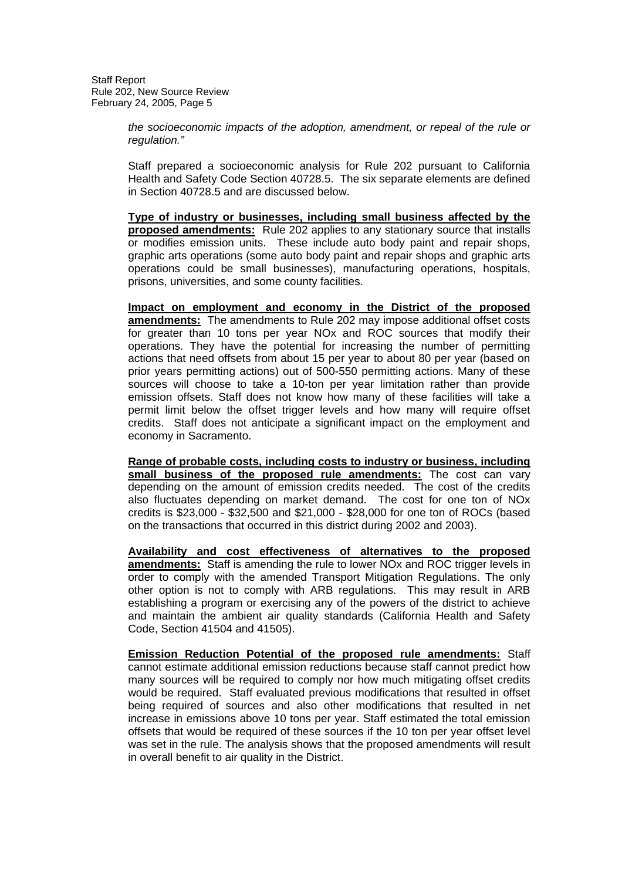*the socioeconomic impacts of the adoption, amendment, or repeal of the rule or regulation."*

Staff prepared a socioeconomic analysis for Rule 202 pursuant to California Health and Safety Code Section 40728.5. The six separate elements are defined in Section 40728.5 and are discussed below.

**Type of industry or businesses, including small business affected by the proposed amendments:** Rule 202 applies to any stationary source that installs or modifies emission units. These include auto body paint and repair shops, graphic arts operations (some auto body paint and repair shops and graphic arts operations could be small businesses), manufacturing operations, hospitals, prisons, universities, and some county facilities.

**Impact on employment and economy in the District of the proposed amendments:** The amendments to Rule 202 may impose additional offset costs for greater than 10 tons per year NOx and ROC sources that modify their operations. They have the potential for increasing the number of permitting actions that need offsets from about 15 per year to about 80 per year (based on prior years permitting actions) out of 500-550 permitting actions. Many of these sources will choose to take a 10-ton per year limitation rather than provide emission offsets. Staff does not know how many of these facilities will take a permit limit below the offset trigger levels and how many will require offset credits. Staff does not anticipate a significant impact on the employment and economy in Sacramento.

**Range of probable costs, including costs to industry or business, including small business of the proposed rule amendments:** The cost can vary depending on the amount of emission credits needed. The cost of the credits also fluctuates depending on market demand. The cost for one ton of NOx credits is $23,000 - $32,500 and $21,000 - $28,000 for one ton of ROCs (based on the transactions that occurred in this district during 2002 and 2003).

**Availability and cost effectiveness of alternatives to the proposed amendments:** Staff is amending the rule to lower NOx and ROC trigger levels in order to comply with the amended Transport Mitigation Regulations. The only other option is not to comply with ARB regulations. This may result in ARB establishing a program or exercising any of the powers of the district to achieve and maintain the ambient air quality standards (California Health and Safety Code, Section 41504 and 41505).

**Emission Reduction Potential of the proposed rule amendments:** Staff cannot estimate additional emission reductions because staff cannot predict how many sources will be required to comply nor how much mitigating offset credits would be required. Staff evaluated previous modifications that resulted in offset being required of sources and also other modifications that resulted in net increase in emissions above 10 tons per year. Staff estimated the total emission offsets that would be required of these sources if the 10 ton per year offset level was set in the rule. The analysis shows that the proposed amendments will result in overall benefit to air quality in the District.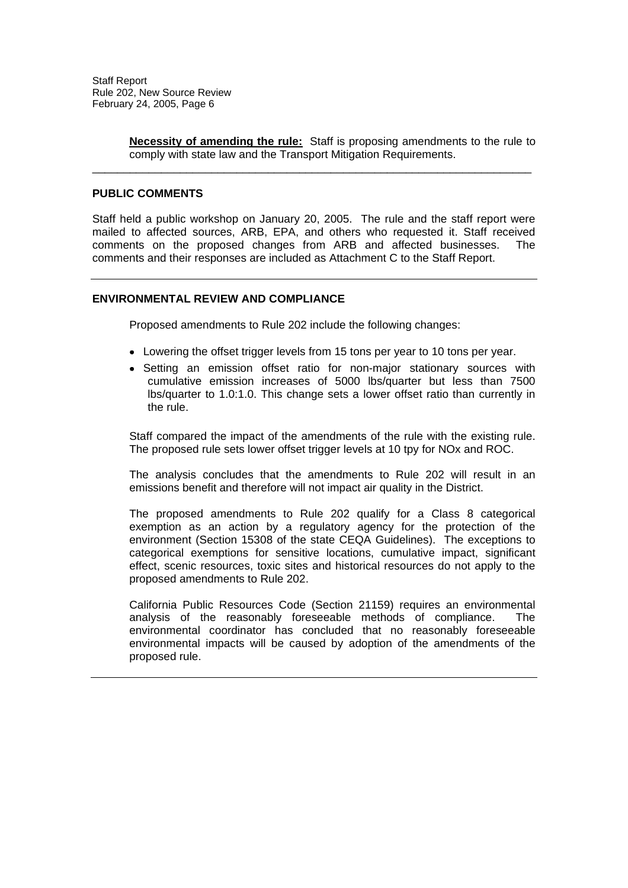**<u>Necessity of amending the rule:</u>** Staff is proposing amendments to the rule to comply with state law and the Transport Mitigation Requirements.

---

## PUBLIC COMMENTS

Staff held a public workshop on January 20, 2005. The rule and the staff report were mailed to affected sources, ARB, EPA, and others who requested it. Staff received comments on the proposed changes from ARB and affected businesses. The comments and their responses are included as Attachment C to the Staff Report.

---

## ENVIRONMENTAL REVIEW AND COMPLIANCE

Proposed amendments to Rule 202 include the following changes:

- Lowering the offset trigger levels from 15 tons per year to 10 tons per year.
- Setting an emission offset ratio for non-major stationary sources with cumulative emission increases of 5000 lbs/quarter but less than 7500 lbs/quarter to 1.0:1.0. This change sets a lower offset ratio than currently in the rule.

Staff compared the impact of the amendments of the rule with the existing rule. The proposed rule sets lower offset trigger levels at 10 tpy for NOx and ROC.

The analysis concludes that the amendments to Rule 202 will result in an emissions benefit and therefore will not impact air quality in the District.

The proposed amendments to Rule 202 qualify for a Class 8 categorical exemption as an action by a regulatory agency for the protection of the environment (Section 15308 of the state CEQA Guidelines). The exceptions to categorical exemptions for sensitive locations, cumulative impact, significant effect, scenic resources, toxic sites and historical resources do not apply to the proposed amendments to Rule 202.

California Public Resources Code (Section 21159) requires an environmental analysis of the reasonably foreseeable methods of compliance. The environmental coordinator has concluded that no reasonably foreseeable environmental impacts will be caused by adoption of the amendments of the proposed rule.

---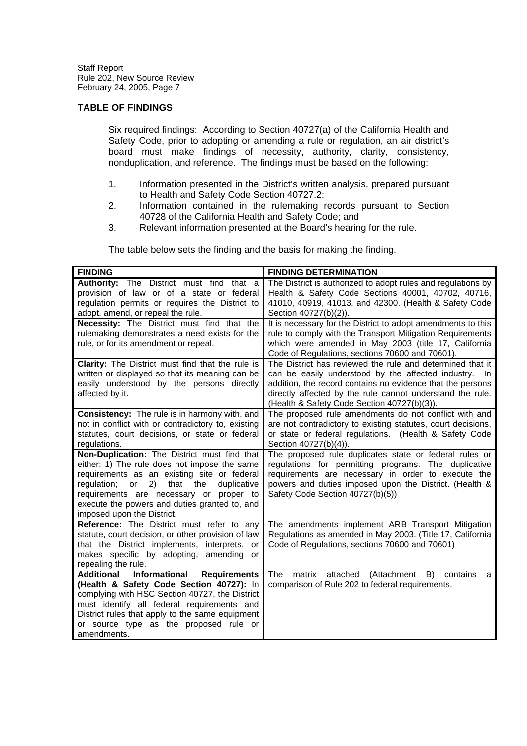## TABLE OF FINDINGS

Six required findings: According to Section 40727(a) of the California Health and Safety Code, prior to adopting or amending a rule or regulation, an air district's board must make findings of necessity, authority, clarity, consistency, nonduplication, and reference. The findings must be based on the following:

1. Information presented in the District's written analysis, prepared pursuant to Health and Safety Code Section 40727.2;
2. Information contained in the rulemaking records pursuant to Section 40728 of the California Health and Safety Code; and
3. Relevant information presented at the Board's hearing for the rule.

The table below sets the finding and the basis for making the finding.

| FINDING | FINDING DETERMINATION |
|---|---|
| **Authority:** The District must find that a provision of law or of a state or federal regulation permits or requires the District to adopt, amend, or repeal the rule. | The District is authorized to adopt rules and regulations by Health & Safety Code Sections 40001, 40702, 40716, 41010, 40919, 41013, and 42300. (Health & Safety Code Section 40727(b)(2)). |
| **Necessity:** The District must find that the rulemaking demonstrates a need exists for the rule, or for its amendment or repeal. | It is necessary for the District to adopt amendments to this rule to comply with the Transport Mitigation Requirements which were amended in May 2003 (title 17, California Code of Regulations, sections 70600 and 70601). |
| **Clarity:** The District must find that the rule is written or displayed so that its meaning can be easily understood by the persons directly affected by it. | The District has reviewed the rule and determined that it can be easily understood by the affected industry. In addition, the record contains no evidence that the persons directly affected by the rule cannot understand the rule. (Health & Safety Code Section 40727(b)(3)). |
| **Consistency:** The rule is in harmony with, and not in conflict with or contradictory to, existing statutes, court decisions, or state or federal regulations. | The proposed rule amendments do not conflict with and are not contradictory to existing statutes, court decisions, or state or federal regulations. (Health & Safety Code Section 40727(b)(4)). |
| **Non-Duplication:** The District must find that either: 1) The rule does not impose the same requirements as an existing site or federal regulation; or 2) that the duplicative requirements are necessary or proper to execute the powers and duties granted to, and imposed upon the District. | The proposed rule duplicates state or federal rules or regulations for permitting programs. The duplicative requirements are necessary in order to execute the powers and duties imposed upon the District. (Health & Safety Code Section 40727(b)(5)) |
| **Reference:** The District must refer to any statute, court decision, or other provision of law that the District implements, interprets, or makes specific by adopting, amending or repealing the rule. | The amendments implement ARB Transport Mitigation Regulations as amended in May 2003. (Title 17, California Code of Regulations, sections 70600 and 70601) |
| **Additional Informational Requirements (Health & Safety Code Section 40727):** In complying with HSC Section 40727, the District must identify all federal requirements and District rules that apply to the same equipment or source type as the proposed rule or amendments. | The matrix attached (Attachment B) contains a comparison of Rule 202 to federal requirements. |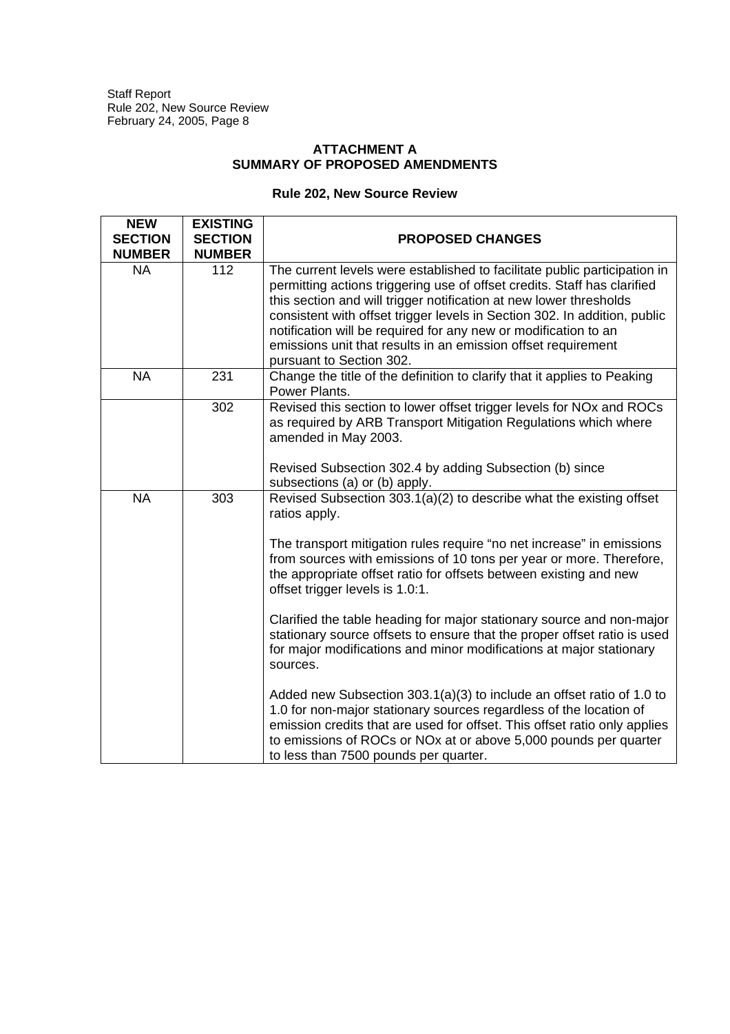## ATTACHMENT A
## SUMMARY OF PROPOSED AMENDMENTS

### Rule 202, New Source Review

| NEW SECTION NUMBER | EXISTING SECTION NUMBER | PROPOSED CHANGES |
|---|---|---|
| NA | 112 | The current levels were established to facilitate public participation in permitting actions triggering use of offset credits. Staff has clarified this section and will trigger notification at new lower thresholds consistent with offset trigger levels in Section 302. In addition, public notification will be required for any new or modification to an emissions unit that results in an emission offset requirement pursuant to Section 302. |
| NA | 231 | Change the title of the definition to clarify that it applies to Peaking Power Plants. |
| | 302 | Revised this section to lower offset trigger levels for NOx and ROCs as required by ARB Transport Mitigation Regulations which where amended in May 2003.<br><br>Revised Subsection 302.4 by adding Subsection (b) since subsections (a) or (b) apply. |
| NA | 303 | Revised Subsection 303.1(a)(2) to describe what the existing offset ratios apply.<br><br>The transport mitigation rules require "no net increase" in emissions from sources with emissions of 10 tons per year or more. Therefore, the appropriate offset ratio for offsets between existing and new offset trigger levels is 1.0:1.<br><br>Clarified the table heading for major stationary source and non-major stationary source offsets to ensure that the proper offset ratio is used for major modifications and minor modifications at major stationary sources.<br><br>Added new Subsection 303.1(a)(3) to include an offset ratio of 1.0 to 1.0 for non-major stationary sources regardless of the location of emission credits that are used for offset. This offset ratio only applies to emissions of ROCs or NOx at or above 5,000 pounds per quarter to less than 7500 pounds per quarter. |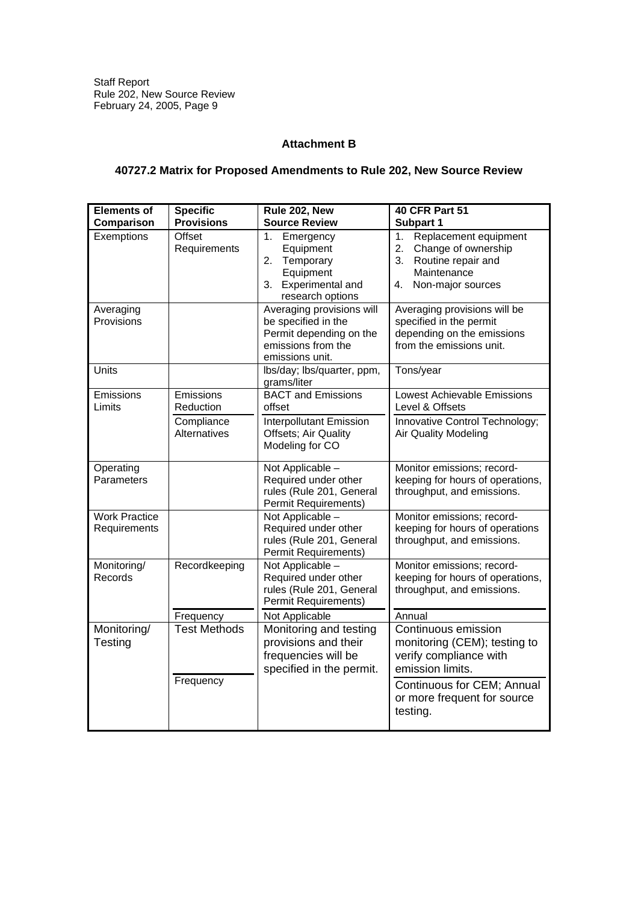## Attachment B

### 40727.2 Matrix for Proposed Amendments to Rule 202, New Source Review

| Elements of Comparison | Specific Provisions | Rule 202, New Source Review | 40 CFR Part 51 Subpart 1 |
|---|---|---|---|
| Exemptions | Offset Requirements | 1. Emergency Equipment<br>2. Temporary Equipment<br>3. Experimental and research options | 1. Replacement equipment<br>2. Change of ownership<br>3. Routine repair and Maintenance<br>4. Non-major sources |
| Averaging Provisions | | Averaging provisions will be specified in the Permit depending on the emissions from the emissions unit. | Averaging provisions will be specified in the permit depending on the emissions from the emissions unit. |
| Units | | lbs/day; lbs/quarter, ppm, grams/liter | Tons/year |
| Emissions Limits | Emissions Reduction | BACT and Emissions offset | Lowest Achievable Emissions Level & Offsets |
| | Compliance Alternatives | Interpollutant Emission Offsets; Air Quality Modeling for CO | Innovative Control Technology; Air Quality Modeling |
| Operating Parameters | | Not Applicable – Required under other rules (Rule 201, General Permit Requirements) | Monitor emissions; record-keeping for hours of operations, throughput, and emissions. |
| Work Practice Requirements | | Not Applicable – Required under other rules (Rule 201, General Permit Requirements) | Monitor emissions; record-keeping for hours of operations throughput, and emissions. |
| Monitoring/ Records | Recordkeeping | Not Applicable – Required under other rules (Rule 201, General Permit Requirements) | Monitor emissions; record-keeping for hours of operations, throughput, and emissions. |
| | Frequency | Not Applicable | Annual |
| Monitoring/ Testing | Test Methods | Monitoring and testing provisions and their frequencies will be specified in the permit. | Continuous emission monitoring (CEM); testing to verify compliance with emission limits. |
| | Frequency | | Continuous for CEM; Annual or more frequent for source testing. |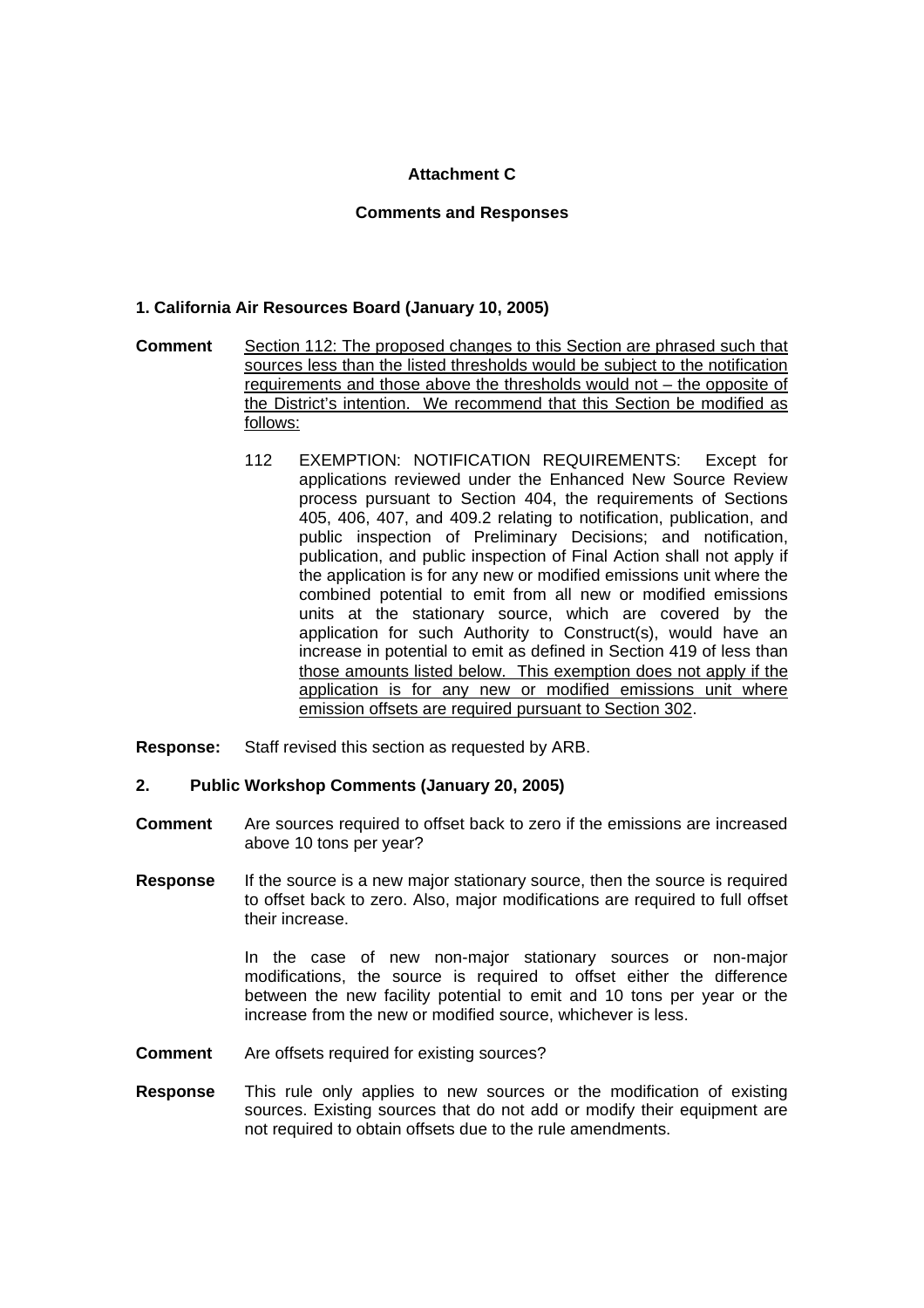**Attachment C**

**Comments and Responses**

**1. California Air Resources Board (January 10, 2005)**

**Comment** <u>Section 112: The proposed changes to this Section are phrased such that sources less than the listed thresholds would be subject to the notification requirements and those above the thresholds would not – the opposite of the District's intention. We recommend that this Section be modified as follows:</u>

> 112 EXEMPTION: NOTIFICATION REQUIREMENTS: Except for applications reviewed under the Enhanced New Source Review process pursuant to Section 404, the requirements of Sections 405, 406, 407, and 409.2 relating to notification, publication, and public inspection of Preliminary Decisions; and notification, publication, and public inspection of Final Action shall not apply if the application is for any new or modified emissions unit where the combined potential to emit from all new or modified emissions units at the stationary source, which are covered by the application for such Authority to Construct(s), would have an increase in potential to emit as defined in Section 419 of less than <u>those amounts listed below. This exemption does not apply if the application is for any new or modified emissions unit where emission offsets are required pursuant to Section 302</u>.

**Response:** Staff revised this section as requested by ARB.

**2. Public Workshop Comments (January 20, 2005)**

**Comment** Are sources required to offset back to zero if the emissions are increased above 10 tons per year?

**Response** If the source is a new major stationary source, then the source is required to offset back to zero. Also, major modifications are required to full offset their increase.

In the case of new non-major stationary sources or non-major modifications, the source is required to offset either the difference between the new facility potential to emit and 10 tons per year or the increase from the new or modified source, whichever is less.

**Comment** Are offsets required for existing sources?

**Response** This rule only applies to new sources or the modification of existing sources. Existing sources that do not add or modify their equipment are not required to obtain offsets due to the rule amendments.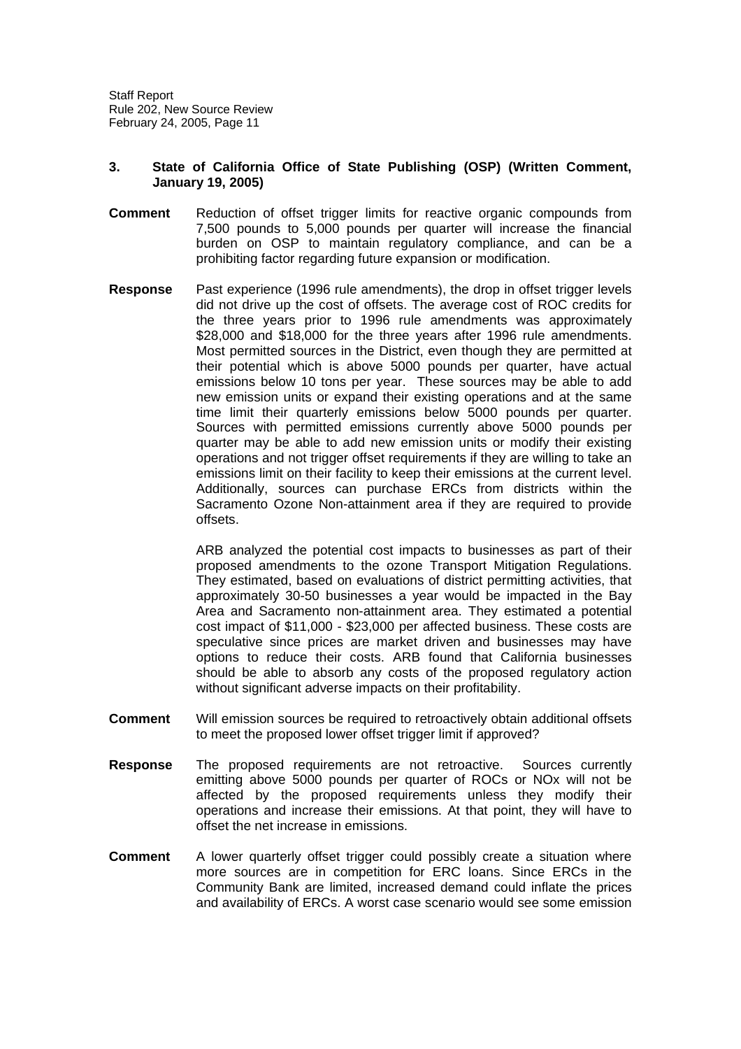### 3. State of California Office of State Publishing (OSP) (Written Comment, January 19, 2005)

**Comment** Reduction of offset trigger limits for reactive organic compounds from 7,500 pounds to 5,000 pounds per quarter will increase the financial burden on OSP to maintain regulatory compliance, and can be a prohibiting factor regarding future expansion or modification.

**Response** Past experience (1996 rule amendments), the drop in offset trigger levels did not drive up the cost of offsets. The average cost of ROC credits for the three years prior to 1996 rule amendments was approximately $28,000 and $18,000 for the three years after 1996 rule amendments. Most permitted sources in the District, even though they are permitted at their potential which is above 5000 pounds per quarter, have actual emissions below 10 tons per year. These sources may be able to add new emission units or expand their existing operations and at the same time limit their quarterly emissions below 5000 pounds per quarter. Sources with permitted emissions currently above 5000 pounds per quarter may be able to add new emission units or modify their existing operations and not trigger offset requirements if they are willing to take an emissions limit on their facility to keep their emissions at the current level. Additionally, sources can purchase ERCs from districts within the Sacramento Ozone Non-attainment area if they are required to provide offsets.

ARB analyzed the potential cost impacts to businesses as part of their proposed amendments to the ozone Transport Mitigation Regulations. They estimated, based on evaluations of district permitting activities, that approximately 30-50 businesses a year would be impacted in the Bay Area and Sacramento non-attainment area. They estimated a potential cost impact of $11,000 - $23,000 per affected business. These costs are speculative since prices are market driven and businesses may have options to reduce their costs. ARB found that California businesses should be able to absorb any costs of the proposed regulatory action without significant adverse impacts on their profitability.

**Comment** Will emission sources be required to retroactively obtain additional offsets to meet the proposed lower offset trigger limit if approved?

**Response** The proposed requirements are not retroactive. Sources currently emitting above 5000 pounds per quarter of ROCs or NOx will not be affected by the proposed requirements unless they modify their operations and increase their emissions. At that point, they will have to offset the net increase in emissions.

**Comment** A lower quarterly offset trigger could possibly create a situation where more sources are in competition for ERC loans. Since ERCs in the Community Bank are limited, increased demand could inflate the prices and availability of ERCs. A worst case scenario would see some emission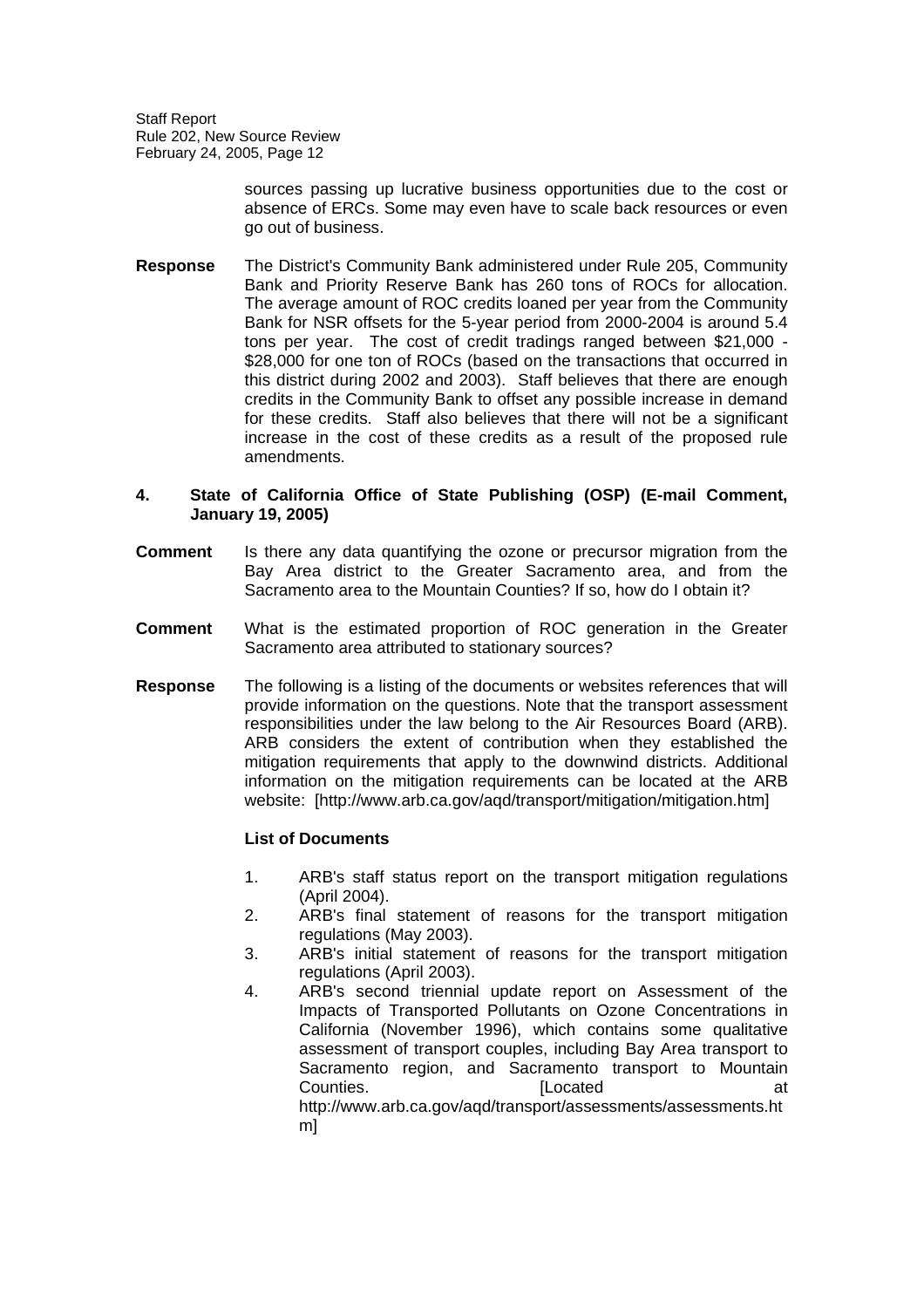sources passing up lucrative business opportunities due to the cost or absence of ERCs. Some may even have to scale back resources or even go out of business.

**Response** The District's Community Bank administered under Rule 205, Community Bank and Priority Reserve Bank has 260 tons of ROCs for allocation. The average amount of ROC credits loaned per year from the Community Bank for NSR offsets for the 5-year period from 2000-2004 is around 5.4 tons per year. The cost of credit tradings ranged between $21,000 - $28,000 for one ton of ROCs (based on the transactions that occurred in this district during 2002 and 2003). Staff believes that there are enough credits in the Community Bank to offset any possible increase in demand for these credits. Staff also believes that there will not be a significant increase in the cost of these credits as a result of the proposed rule amendments.

**4. State of California Office of State Publishing (OSP) (E-mail Comment, January 19, 2005)**

**Comment** Is there any data quantifying the ozone or precursor migration from the Bay Area district to the Greater Sacramento area, and from the Sacramento area to the Mountain Counties? If so, how do I obtain it?

**Comment** What is the estimated proportion of ROC generation in the Greater Sacramento area attributed to stationary sources?

**Response** The following is a listing of the documents or websites references that will provide information on the questions. Note that the transport assessment responsibilities under the law belong to the Air Resources Board (ARB). ARB considers the extent of contribution when they established the mitigation requirements that apply to the downwind districts. Additional information on the mitigation requirements can be located at the ARB website: [http://www.arb.ca.gov/aqd/transport/mitigation/mitigation.htm]

**List of Documents**

1. ARB's staff status report on the transport mitigation regulations (April 2004).
2. ARB's final statement of reasons for the transport mitigation regulations (May 2003).
3. ARB's initial statement of reasons for the transport mitigation regulations (April 2003).
4. ARB's second triennial update report on Assessment of the Impacts of Transported Pollutants on Ozone Concentrations in California (November 1996), which contains some qualitative assessment of transport couples, including Bay Area transport to Sacramento region, and Sacramento transport to Mountain Counties. [Located at http://www.arb.ca.gov/aqd/transport/assessments/assessments.htm]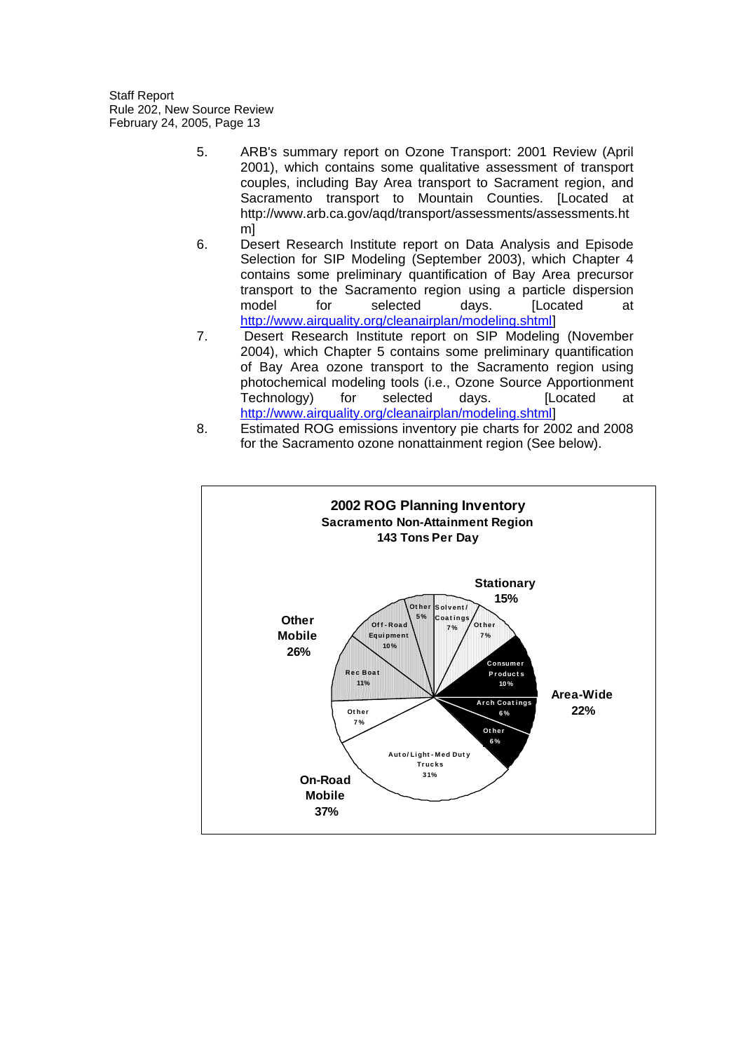5. ARB's summary report on Ozone Transport: 2001 Review (April 2001), which contains some qualitative assessment of transport couples, including Bay Area transport to Sacrament region, and Sacramento transport to Mountain Counties. [Located at http://www.arb.ca.gov/aqd/transport/assessments/assessments.htm]
6. Desert Research Institute report on Data Analysis and Episode Selection for SIP Modeling (September 2003), which Chapter 4 contains some preliminary quantification of Bay Area precursor transport to the Sacramento region using a particle dispersion model for selected days. [Located at http://www.airquality.org/cleanairplan/modeling.shtml]
7. Desert Research Institute report on SIP Modeling (November 2004), which Chapter 5 contains some preliminary quantification of Bay Area ozone transport to the Sacramento region using photochemical modeling tools (i.e., Ozone Source Apportionment Technology) for selected days. [Located at http://www.airquality.org/cleanairplan/modeling.shtml]
8. Estimated ROG emissions inventory pie charts for 2002 and 2008 for the Sacramento ozone nonattainment region (See below).

**2002 ROG Planning Inventory**
**Sacramento Non-Attainment Region**
**143 Tons Per Day**

| Category | Subcategory | Share |
|---|---|---|
| Stationary (15%) | Solvent/Coatings | 7% |
| | Other | 7% |
| Area-Wide (22%) | Consumer Products | 10% |
| | Arch Coatings | 6% |
| | Other | 6% |
| On-Road Mobile (37%) | Auto/Light-Med Duty Trucks | 31% |
| | Other | 7% |
| Other Mobile (26%) | Rec Boat | 11% |
| | Off-Road Equipment | 10% |
| | Other | 5% |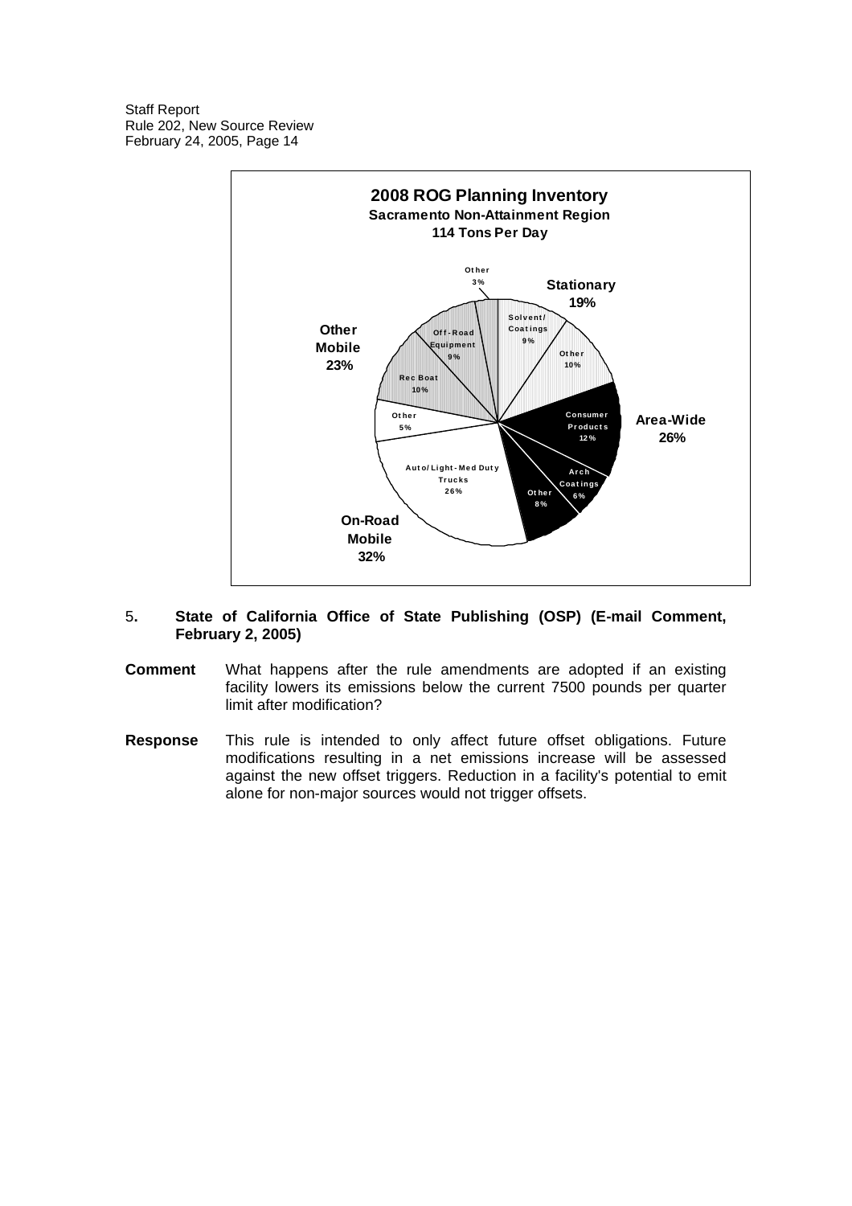2008 ROG Planning Inventory
Sacramento Non-Attainment Region
114 Tons Per Day

Stationary
19%

Solvent/
Coatings
9%

Other
10%

Area-Wide
26%

Consumer
Products
12%

Arch
Coatings
6%

Other
8%

On-Road
Mobile
32%

Auto/Light-Med Duty
Trucks
26%

Other
5%

Other
Mobile
23%

Rec Boat
10%

Off-Road
Equipment
9%

Other
3%

5. **State of California Office of State Publishing (OSP) (E-mail Comment, February 2, 2005)**

**Comment** What happens after the rule amendments are adopted if an existing facility lowers its emissions below the current 7500 pounds per quarter limit after modification?

**Response** This rule is intended to only affect future offset obligations. Future modifications resulting in a net emissions increase will be assessed against the new offset triggers. Reduction in a facility's potential to emit alone for non-major sources would not trigger offsets.